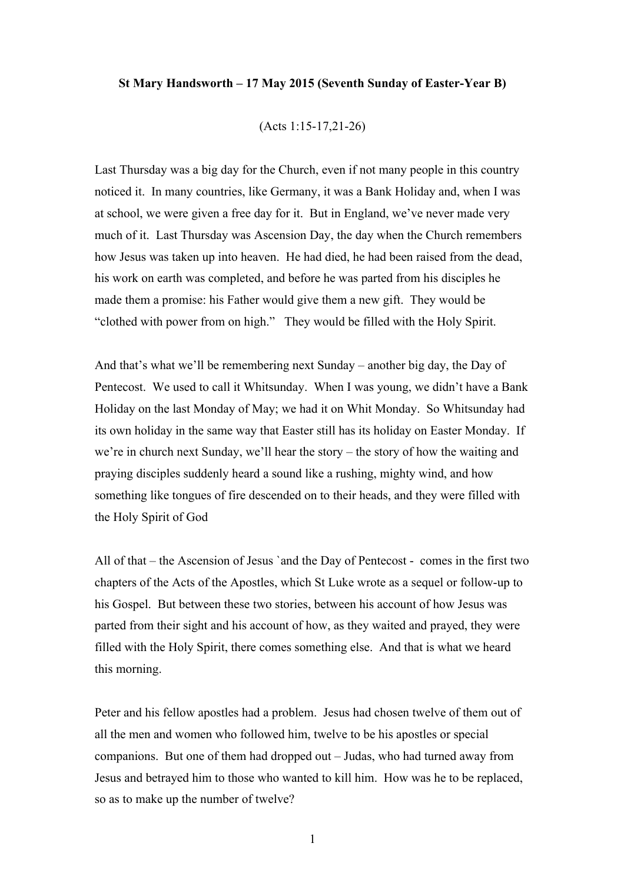**St Mary Handsworth – 17 May 2015 (Seventh Sunday of Easter-Year B)**

(Acts 1:15-17,21-26)

Last Thursday was a big day for the Church, even if not many people in this country noticed it. In many countries, like Germany, it was a Bank Holiday and, when I was at school, we were given a free day for it. But in England, we've never made very much of it. Last Thursday was Ascension Day, the day when the Church remembers how Jesus was taken up into heaven. He had died, he had been raised from the dead, his work on earth was completed, and before he was parted from his disciples he made them a promise: his Father would give them a new gift. They would be "clothed with power from on high." They would be filled with the Holy Spirit.

And that's what we'll be remembering next Sunday – another big day, the Day of Pentecost. We used to call it Whitsunday. When I was young, we didn't have a Bank Holiday on the last Monday of May; we had it on Whit Monday. So Whitsunday had its own holiday in the same way that Easter still has its holiday on Easter Monday. If we're in church next Sunday, we'll hear the story – the story of how the waiting and praying disciples suddenly heard a sound like a rushing, mighty wind, and how something like tongues of fire descended on to their heads, and they were filled with the Holy Spirit of God

All of that – the Ascension of Jesus `and the Day of Pentecost - comes in the first two chapters of the Acts of the Apostles, which St Luke wrote as a sequel or follow-up to his Gospel. But between these two stories, between his account of how Jesus was parted from their sight and his account of how, as they waited and prayed, they were filled with the Holy Spirit, there comes something else. And that is what we heard this morning.

Peter and his fellow apostles had a problem. Jesus had chosen twelve of them out of all the men and women who followed him, twelve to be his apostles or special companions. But one of them had dropped out – Judas, who had turned away from Jesus and betrayed him to those who wanted to kill him. How was he to be replaced, so as to make up the number of twelve?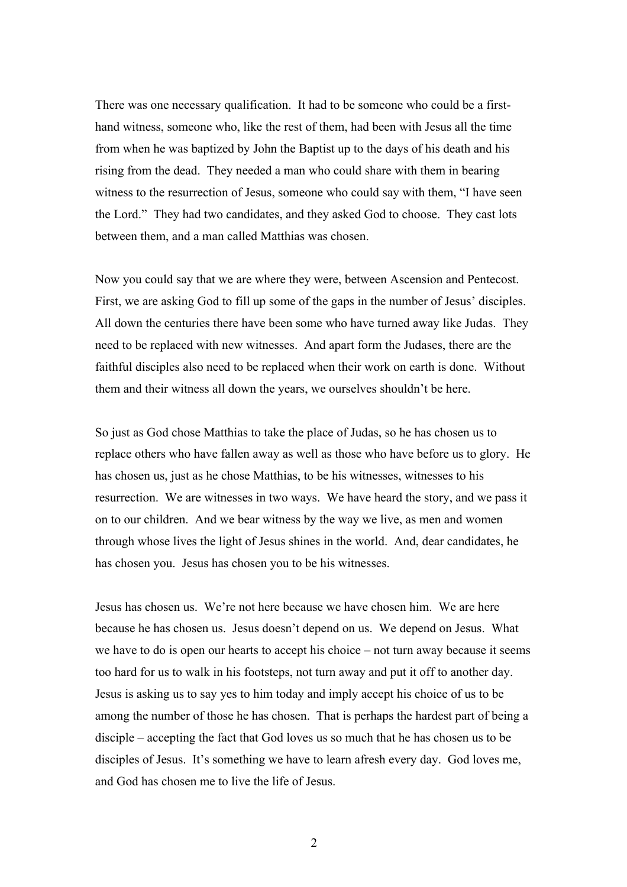There was one necessary qualification. It had to be someone who could be a first-hand witness, someone who, like the rest of them, had been with Jesus all the time from when he was baptized by John the Baptist up to the days of his death and his rising from the dead. They needed a man who could share with them in bearing witness to the resurrection of Jesus, someone who could say with them, "I have seen the Lord." They had two candidates, and they asked God to choose. They cast lots between them, and a man called Matthias was chosen.

Now you could say that we are where they were, between Ascension and Pentecost. First, we are asking God to fill up some of the gaps in the number of Jesus' disciples. All down the centuries there have been some who have turned away like Judas. They need to be replaced with new witnesses. And apart form the Judases, there are the faithful disciples also need to be replaced when their work on earth is done. Without them and their witness all down the years, we ourselves shouldn't be here.

So just as God chose Matthias to take the place of Judas, so he has chosen us to replace others who have fallen away as well as those who have before us to glory. He has chosen us, just as he chose Matthias, to be his witnesses, witnesses to his resurrection. We are witnesses in two ways. We have heard the story, and we pass it on to our children. And we bear witness by the way we live, as men and women through whose lives the light of Jesus shines in the world. And, dear candidates, he has chosen you. Jesus has chosen you to be his witnesses.

Jesus has chosen us. We're not here because we have chosen him. We are here because he has chosen us. Jesus doesn't depend on us. We depend on Jesus. What we have to do is open our hearts to accept his choice – not turn away because it seems too hard for us to walk in his footsteps, not turn away and put it off to another day. Jesus is asking us to say yes to him today and imply accept his choice of us to be among the number of those he has chosen. That is perhaps the hardest part of being a disciple – accepting the fact that God loves us so much that he has chosen us to be disciples of Jesus. It's something we have to learn afresh every day. God loves me, and God has chosen me to live the life of Jesus.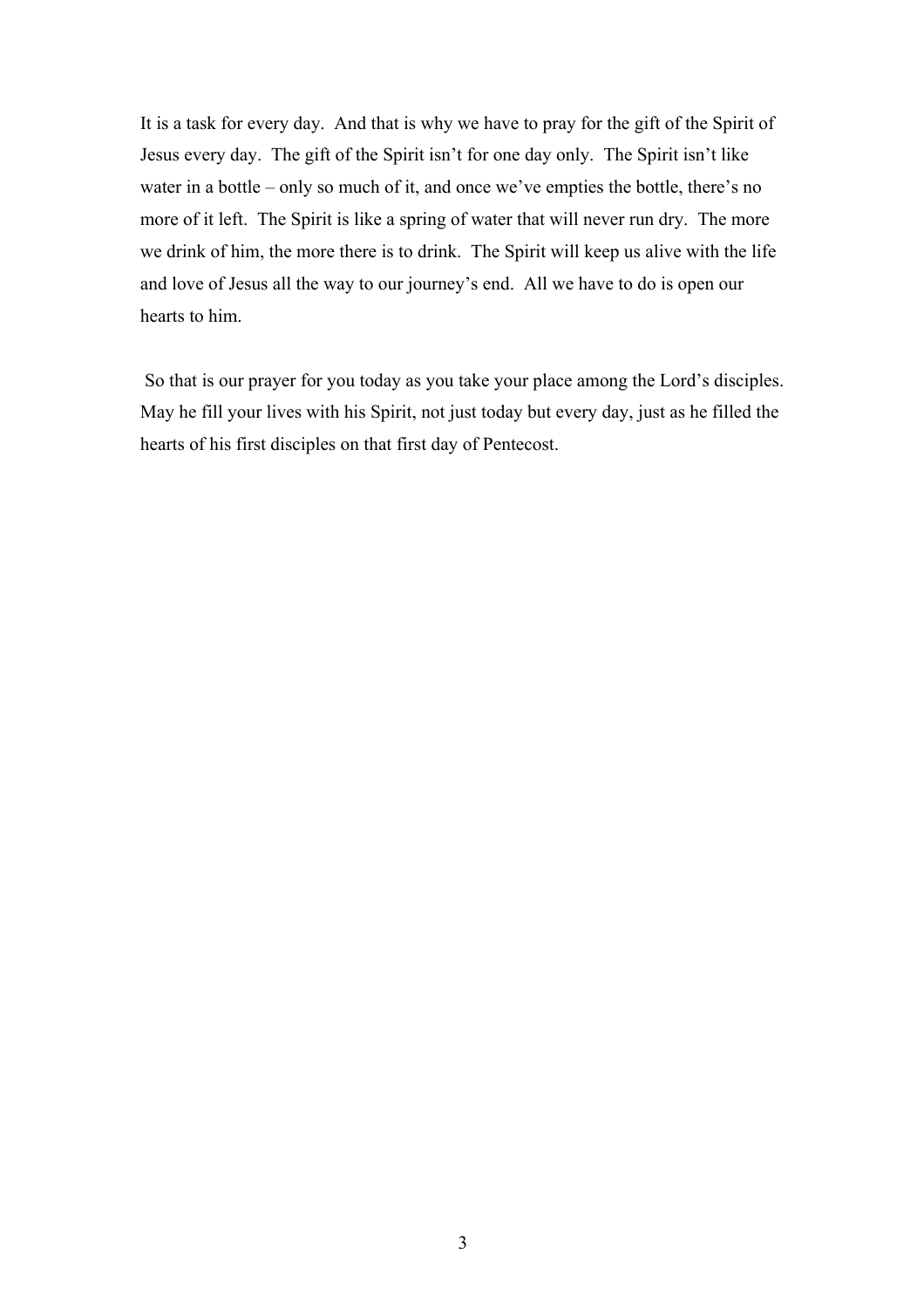It is a task for every day. And that is why we have to pray for the gift of the Spirit of Jesus every day. The gift of the Spirit isn't for one day only. The Spirit isn't like water in a bottle – only so much of it, and once we've empties the bottle, there's no more of it left. The Spirit is like a spring of water that will never run dry. The more we drink of him, the more there is to drink. The Spirit will keep us alive with the life and love of Jesus all the way to our journey's end. All we have to do is open our hearts to him.

So that is our prayer for you today as you take your place among the Lord's disciples. May he fill your lives with his Spirit, not just today but every day, just as he filled the hearts of his first disciples on that first day of Pentecost.